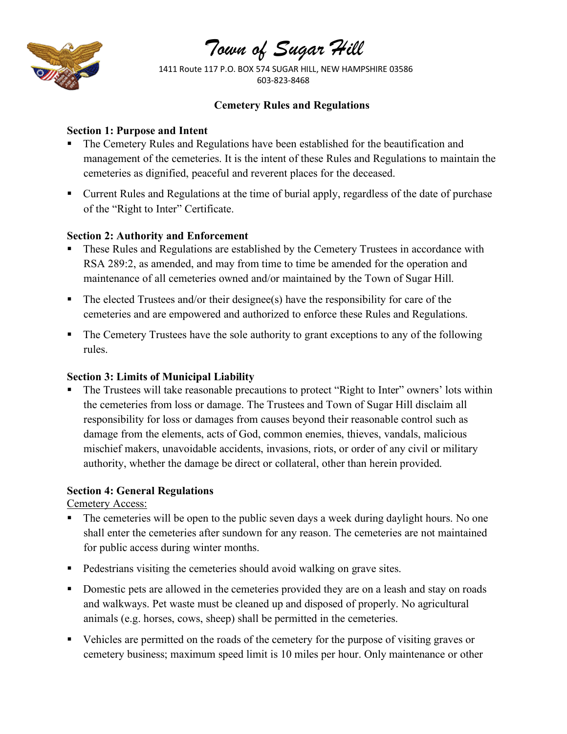# Town of Sugar Hill

1411 Route 117 P.O. BOX 574 SUGAR HILL, NEW HAMPSHIRE 03586
603-823-8468

## Cemetery Rules and Regulations

### Section 1: Purpose and Intent

- The Cemetery Rules and Regulations have been established for the beautification and management of the cemeteries. It is the intent of these Rules and Regulations to maintain the cemeteries as dignified, peaceful and reverent places for the deceased.
- Current Rules and Regulations at the time of burial apply, regardless of the date of purchase of the "Right to Inter" Certificate.

### Section 2: Authority and Enforcement

- These Rules and Regulations are established by the Cemetery Trustees in accordance with RSA 289:2, as amended, and may from time to time be amended for the operation and maintenance of all cemeteries owned and/or maintained by the Town of Sugar Hill.
- The elected Trustees and/or their designee(s) have the responsibility for care of the cemeteries and are empowered and authorized to enforce these Rules and Regulations.
- The Cemetery Trustees have the sole authority to grant exceptions to any of the following rules.

### Section 3: Limits of Municipal Liability

- The Trustees will take reasonable precautions to protect "Right to Inter" owners' lots within the cemeteries from loss or damage. The Trustees and Town of Sugar Hill disclaim all responsibility for loss or damages from causes beyond their reasonable control such as damage from the elements, acts of God, common enemies, thieves, vandals, malicious mischief makers, unavoidable accidents, invasions, riots, or order of any civil or military authority, whether the damage be direct or collateral, other than herein provided.

### Section 4: General Regulations

Cemetery Access:

- The cemeteries will be open to the public seven days a week during daylight hours. No one shall enter the cemeteries after sundown for any reason. The cemeteries are not maintained for public access during winter months.
- Pedestrians visiting the cemeteries should avoid walking on grave sites.
- Domestic pets are allowed in the cemeteries provided they are on a leash and stay on roads and walkways. Pet waste must be cleaned up and disposed of properly. No agricultural animals (e.g. horses, cows, sheep) shall be permitted in the cemeteries.
- Vehicles are permitted on the roads of the cemetery for the purpose of visiting graves or cemetery business; maximum speed limit is 10 miles per hour. Only maintenance or other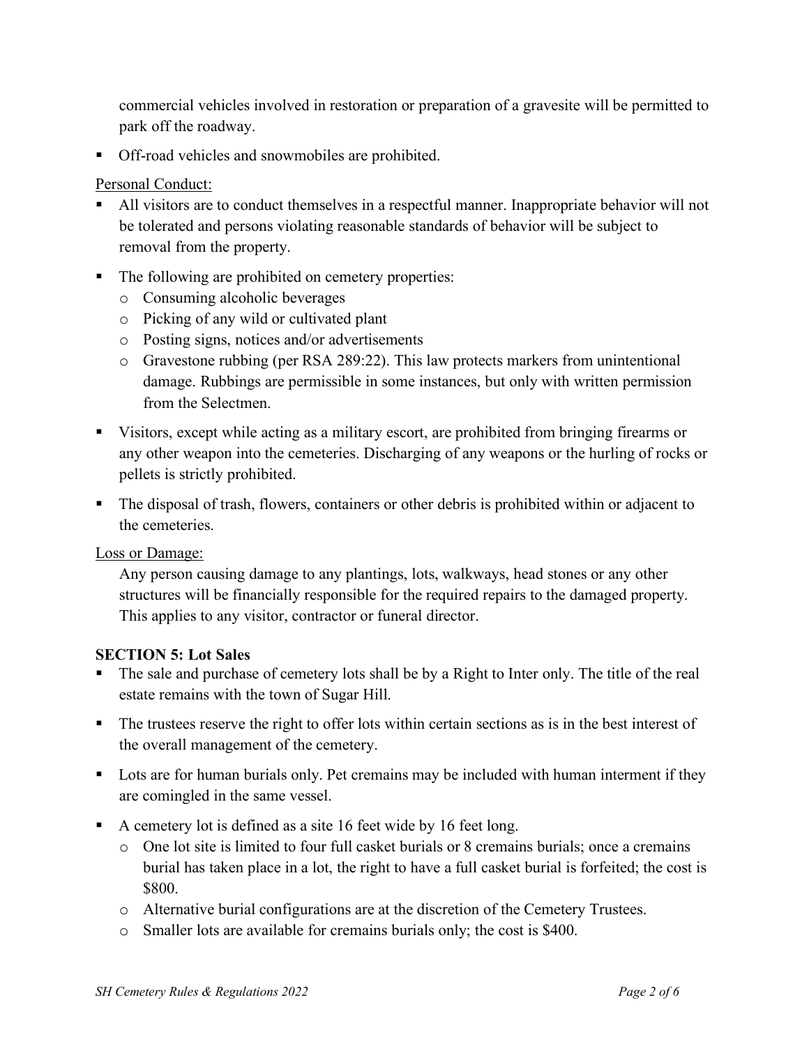commercial vehicles involved in restoration or preparation of a gravesite will be permitted to park off the roadway.

- Off-road vehicles and snowmobiles are prohibited.

Personal Conduct:

- All visitors are to conduct themselves in a respectful manner. Inappropriate behavior will not be tolerated and persons violating reasonable standards of behavior will be subject to removal from the property.
- The following are prohibited on cemetery properties:
  - Consuming alcoholic beverages
  - Picking of any wild or cultivated plant
  - Posting signs, notices and/or advertisements
  - Gravestone rubbing (per RSA 289:22). This law protects markers from unintentional damage. Rubbings are permissible in some instances, but only with written permission from the Selectmen.
- Visitors, except while acting as a military escort, are prohibited from bringing firearms or any other weapon into the cemeteries. Discharging of any weapons or the hurling of rocks or pellets is strictly prohibited.
- The disposal of trash, flowers, containers or other debris is prohibited within or adjacent to the cemeteries.

Loss or Damage:

Any person causing damage to any plantings, lots, walkways, head stones or any other structures will be financially responsible for the required repairs to the damaged property. This applies to any visitor, contractor or funeral director.

**SECTION 5: Lot Sales**

- The sale and purchase of cemetery lots shall be by a Right to Inter only. The title of the real estate remains with the town of Sugar Hill.
- The trustees reserve the right to offer lots within certain sections as is in the best interest of the overall management of the cemetery.
- Lots are for human burials only. Pet cremains may be included with human interment if they are comingled in the same vessel.
- A cemetery lot is defined as a site 16 feet wide by 16 feet long.
  - One lot site is limited to four full casket burials or 8 cremains burials; once a cremains burial has taken place in a lot, the right to have a full casket burial is forfeited; the cost is $800.
  - Alternative burial configurations are at the discretion of the Cemetery Trustees.
  - Smaller lots are available for cremains burials only; the cost is $400.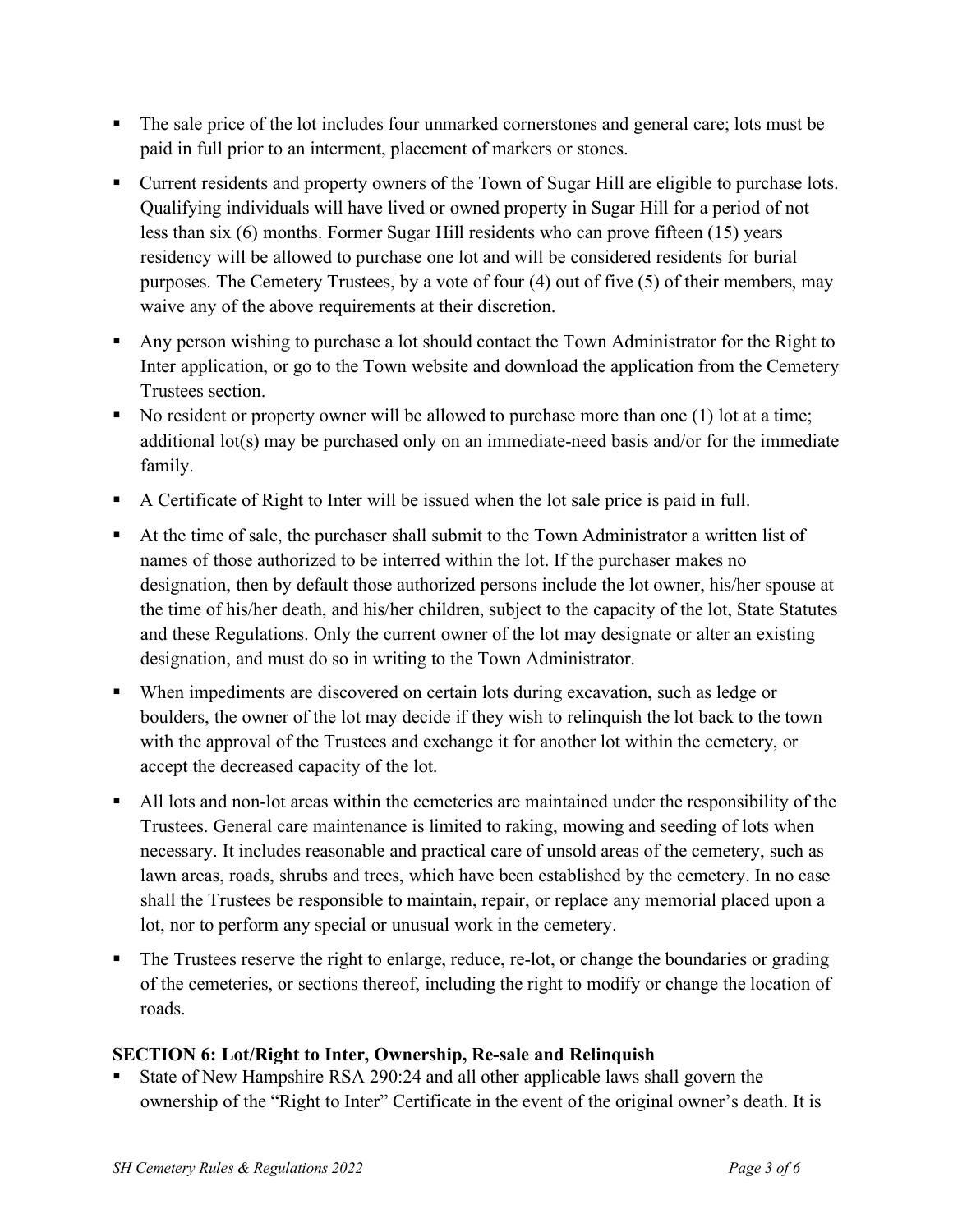- The sale price of the lot includes four unmarked cornerstones and general care; lots must be paid in full prior to an interment, placement of markers or stones.
- Current residents and property owners of the Town of Sugar Hill are eligible to purchase lots. Qualifying individuals will have lived or owned property in Sugar Hill for a period of not less than six (6) months. Former Sugar Hill residents who can prove fifteen (15) years residency will be allowed to purchase one lot and will be considered residents for burial purposes. The Cemetery Trustees, by a vote of four (4) out of five (5) of their members, may waive any of the above requirements at their discretion.
- Any person wishing to purchase a lot should contact the Town Administrator for the Right to Inter application, or go to the Town website and download the application from the Cemetery Trustees section.
- No resident or property owner will be allowed to purchase more than one (1) lot at a time; additional lot(s) may be purchased only on an immediate-need basis and/or for the immediate family.
- A Certificate of Right to Inter will be issued when the lot sale price is paid in full.
- At the time of sale, the purchaser shall submit to the Town Administrator a written list of names of those authorized to be interred within the lot. If the purchaser makes no designation, then by default those authorized persons include the lot owner, his/her spouse at the time of his/her death, and his/her children, subject to the capacity of the lot, State Statutes and these Regulations. Only the current owner of the lot may designate or alter an existing designation, and must do so in writing to the Town Administrator.
- When impediments are discovered on certain lots during excavation, such as ledge or boulders, the owner of the lot may decide if they wish to relinquish the lot back to the town with the approval of the Trustees and exchange it for another lot within the cemetery, or accept the decreased capacity of the lot.
- All lots and non-lot areas within the cemeteries are maintained under the responsibility of the Trustees. General care maintenance is limited to raking, mowing and seeding of lots when necessary. It includes reasonable and practical care of unsold areas of the cemetery, such as lawn areas, roads, shrubs and trees, which have been established by the cemetery. In no case shall the Trustees be responsible to maintain, repair, or replace any memorial placed upon a lot, nor to perform any special or unusual work in the cemetery.
- The Trustees reserve the right to enlarge, reduce, re-lot, or change the boundaries or grading of the cemeteries, or sections thereof, including the right to modify or change the location of roads.

**SECTION 6: Lot/Right to Inter, Ownership, Re-sale and Relinquish**

- State of New Hampshire RSA 290:24 and all other applicable laws shall govern the ownership of the "Right to Inter" Certificate in the event of the original owner's death. It is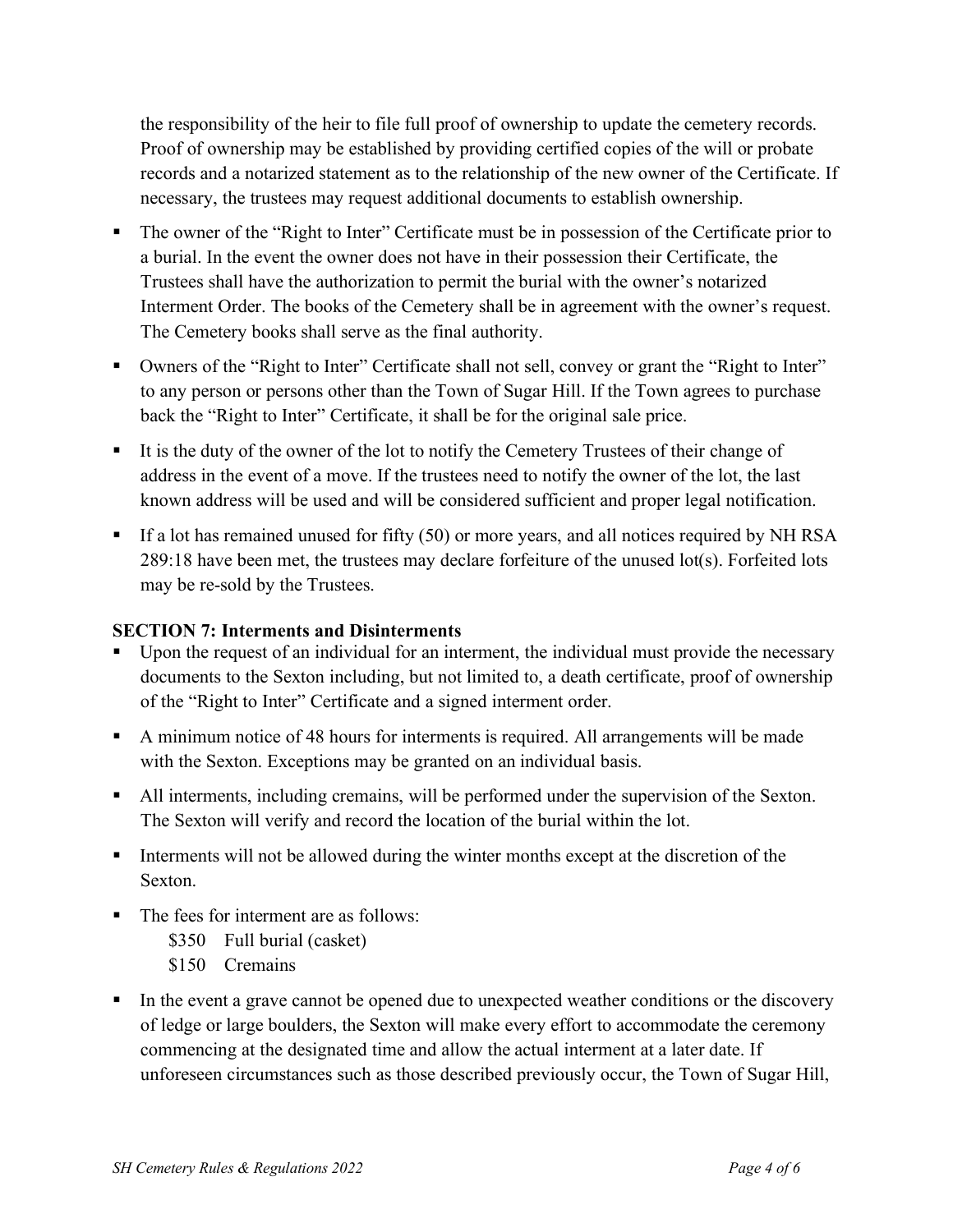the responsibility of the heir to file full proof of ownership to update the cemetery records. Proof of ownership may be established by providing certified copies of the will or probate records and a notarized statement as to the relationship of the new owner of the Certificate. If necessary, the trustees may request additional documents to establish ownership.

- The owner of the "Right to Inter" Certificate must be in possession of the Certificate prior to a burial. In the event the owner does not have in their possession their Certificate, the Trustees shall have the authorization to permit the burial with the owner's notarized Interment Order. The books of the Cemetery shall be in agreement with the owner's request. The Cemetery books shall serve as the final authority.
- Owners of the "Right to Inter" Certificate shall not sell, convey or grant the "Right to Inter" to any person or persons other than the Town of Sugar Hill. If the Town agrees to purchase back the "Right to Inter" Certificate, it shall be for the original sale price.
- It is the duty of the owner of the lot to notify the Cemetery Trustees of their change of address in the event of a move. If the trustees need to notify the owner of the lot, the last known address will be used and will be considered sufficient and proper legal notification.
- If a lot has remained unused for fifty (50) or more years, and all notices required by NH RSA 289:18 have been met, the trustees may declare forfeiture of the unused lot(s). Forfeited lots may be re-sold by the Trustees.

**SECTION 7: Interments and Disinterments**

- Upon the request of an individual for an interment, the individual must provide the necessary documents to the Sexton including, but not limited to, a death certificate, proof of ownership of the "Right to Inter" Certificate and a signed interment order.
- A minimum notice of 48 hours for interments is required. All arrangements will be made with the Sexton. Exceptions may be granted on an individual basis.
- All interments, including cremains, will be performed under the supervision of the Sexton. The Sexton will verify and record the location of the burial within the lot.
- Interments will not be allowed during the winter months except at the discretion of the Sexton.
- The fees for interment are as follows:
  - \$350 Full burial (casket)
  - \$150 Cremains
- In the event a grave cannot be opened due to unexpected weather conditions or the discovery of ledge or large boulders, the Sexton will make every effort to accommodate the ceremony commencing at the designated time and allow the actual interment at a later date. If unforeseen circumstances such as those described previously occur, the Town of Sugar Hill,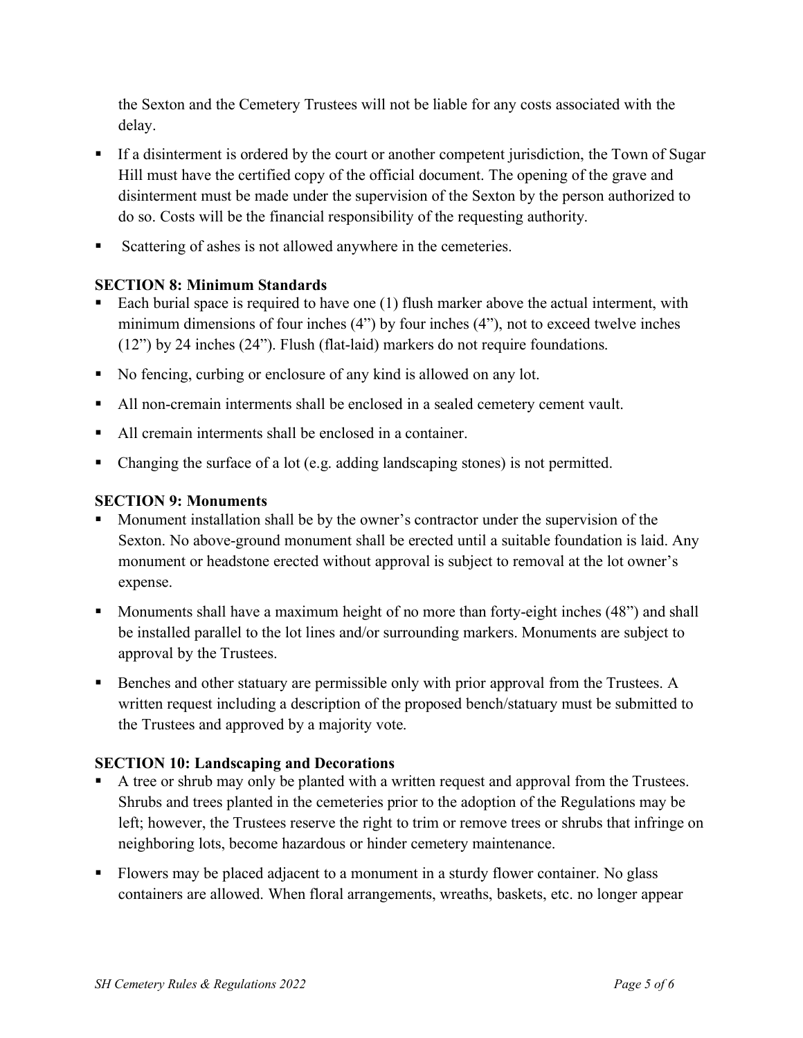the Sexton and the Cemetery Trustees will not be liable for any costs associated with the delay.

- If a disinterment is ordered by the court or another competent jurisdiction, the Town of Sugar Hill must have the certified copy of the official document. The opening of the grave and disinterment must be made under the supervision of the Sexton by the person authorized to do so. Costs will be the financial responsibility of the requesting authority.
- Scattering of ashes is not allowed anywhere in the cemeteries.

**SECTION 8: Minimum Standards**

- Each burial space is required to have one (1) flush marker above the actual interment, with minimum dimensions of four inches (4") by four inches (4"), not to exceed twelve inches (12") by 24 inches (24"). Flush (flat-laid) markers do not require foundations.
- No fencing, curbing or enclosure of any kind is allowed on any lot.
- All non-cremain interments shall be enclosed in a sealed cemetery cement vault.
- All cremain interments shall be enclosed in a container.
- Changing the surface of a lot (e.g. adding landscaping stones) is not permitted.

**SECTION 9: Monuments**

- Monument installation shall be by the owner's contractor under the supervision of the Sexton. No above-ground monument shall be erected until a suitable foundation is laid. Any monument or headstone erected without approval is subject to removal at the lot owner's expense.
- Monuments shall have a maximum height of no more than forty-eight inches (48") and shall be installed parallel to the lot lines and/or surrounding markers. Monuments are subject to approval by the Trustees.
- Benches and other statuary are permissible only with prior approval from the Trustees. A written request including a description of the proposed bench/statuary must be submitted to the Trustees and approved by a majority vote.

**SECTION 10: Landscaping and Decorations**

- A tree or shrub may only be planted with a written request and approval from the Trustees. Shrubs and trees planted in the cemeteries prior to the adoption of the Regulations may be left; however, the Trustees reserve the right to trim or remove trees or shrubs that infringe on neighboring lots, become hazardous or hinder cemetery maintenance.
- Flowers may be placed adjacent to a monument in a sturdy flower container. No glass containers are allowed. When floral arrangements, wreaths, baskets, etc. no longer appear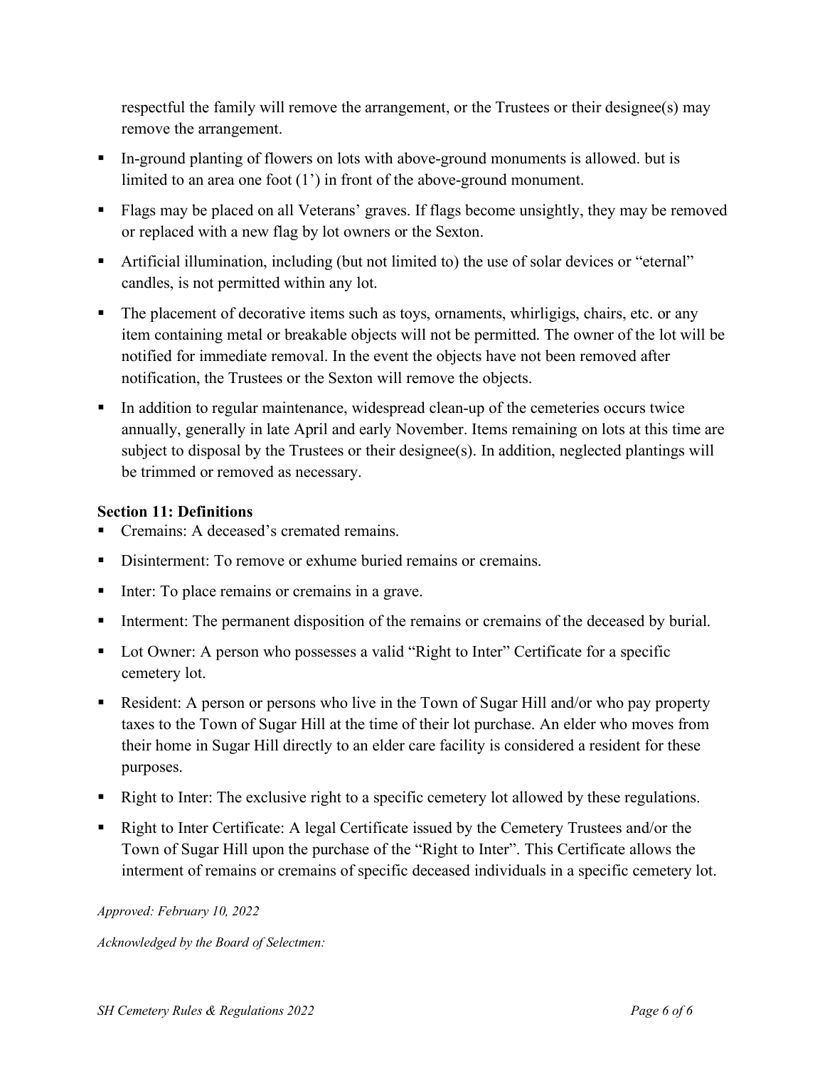respectful the family will remove the arrangement, or the Trustees or their designee(s) may remove the arrangement.

- In-ground planting of flowers on lots with above-ground monuments is allowed. but is limited to an area one foot (1') in front of the above-ground monument.
- Flags may be placed on all Veterans' graves. If flags become unsightly, they may be removed or replaced with a new flag by lot owners or the Sexton.
- Artificial illumination, including (but not limited to) the use of solar devices or "eternal" candles, is not permitted within any lot.
- The placement of decorative items such as toys, ornaments, whirligigs, chairs, etc. or any item containing metal or breakable objects will not be permitted. The owner of the lot will be notified for immediate removal. In the event the objects have not been removed after notification, the Trustees or the Sexton will remove the objects.
- In addition to regular maintenance, widespread clean-up of the cemeteries occurs twice annually, generally in late April and early November. Items remaining on lots at this time are subject to disposal by the Trustees or their designee(s). In addition, neglected plantings will be trimmed or removed as necessary.

**Section 11: Definitions**

- Cremains: A deceased's cremated remains.
- Disinterment: To remove or exhume buried remains or cremains.
- Inter: To place remains or cremains in a grave.
- Interment: The permanent disposition of the remains or cremains of the deceased by burial.
- Lot Owner: A person who possesses a valid "Right to Inter" Certificate for a specific cemetery lot.
- Resident: A person or persons who live in the Town of Sugar Hill and/or who pay property taxes to the Town of Sugar Hill at the time of their lot purchase. An elder who moves from their home in Sugar Hill directly to an elder care facility is considered a resident for these purposes.
- Right to Inter: The exclusive right to a specific cemetery lot allowed by these regulations.
- Right to Inter Certificate: A legal Certificate issued by the Cemetery Trustees and/or the Town of Sugar Hill upon the purchase of the "Right to Inter". This Certificate allows the interment of remains or cremains of specific deceased individuals in a specific cemetery lot.

*Approved: February 10, 2022*

*Acknowledged by the Board of Selectmen:*